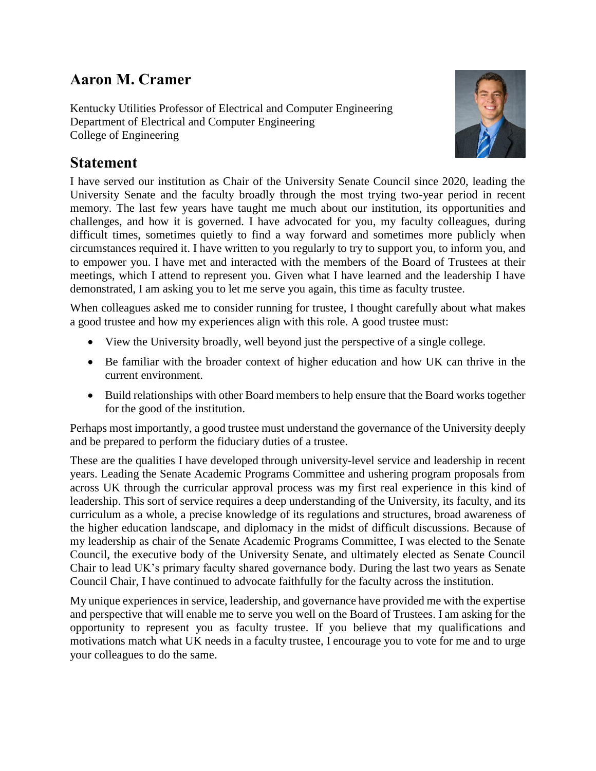# Aaron M. Cramer

Kentucky Utilities Professor of Electrical and Computer Engineering
Department of Electrical and Computer Engineering
College of Engineering

## Statement

I have served our institution as Chair of the University Senate Council since 2020, leading the University Senate and the faculty broadly through the most trying two-year period in recent memory. The last few years have taught me much about our institution, its opportunities and challenges, and how it is governed. I have advocated for you, my faculty colleagues, during difficult times, sometimes quietly to find a way forward and sometimes more publicly when circumstances required it. I have written to you regularly to try to support you, to inform you, and to empower you. I have met and interacted with the members of the Board of Trustees at their meetings, which I attend to represent you. Given what I have learned and the leadership I have demonstrated, I am asking you to let me serve you again, this time as faculty trustee.

When colleagues asked me to consider running for trustee, I thought carefully about what makes a good trustee and how my experiences align with this role. A good trustee must:

- View the University broadly, well beyond just the perspective of a single college.
- Be familiar with the broader context of higher education and how UK can thrive in the current environment.
- Build relationships with other Board members to help ensure that the Board works together for the good of the institution.

Perhaps most importantly, a good trustee must understand the governance of the University deeply and be prepared to perform the fiduciary duties of a trustee.

These are the qualities I have developed through university-level service and leadership in recent years. Leading the Senate Academic Programs Committee and ushering program proposals from across UK through the curricular approval process was my first real experience in this kind of leadership. This sort of service requires a deep understanding of the University, its faculty, and its curriculum as a whole, a precise knowledge of its regulations and structures, broad awareness of the higher education landscape, and diplomacy in the midst of difficult discussions. Because of my leadership as chair of the Senate Academic Programs Committee, I was elected to the Senate Council, the executive body of the University Senate, and ultimately elected as Senate Council Chair to lead UK's primary faculty shared governance body. During the last two years as Senate Council Chair, I have continued to advocate faithfully for the faculty across the institution.

My unique experiences in service, leadership, and governance have provided me with the expertise and perspective that will enable me to serve you well on the Board of Trustees. I am asking for the opportunity to represent you as faculty trustee. If you believe that my qualifications and motivations match what UK needs in a faculty trustee, I encourage you to vote for me and to urge your colleagues to do the same.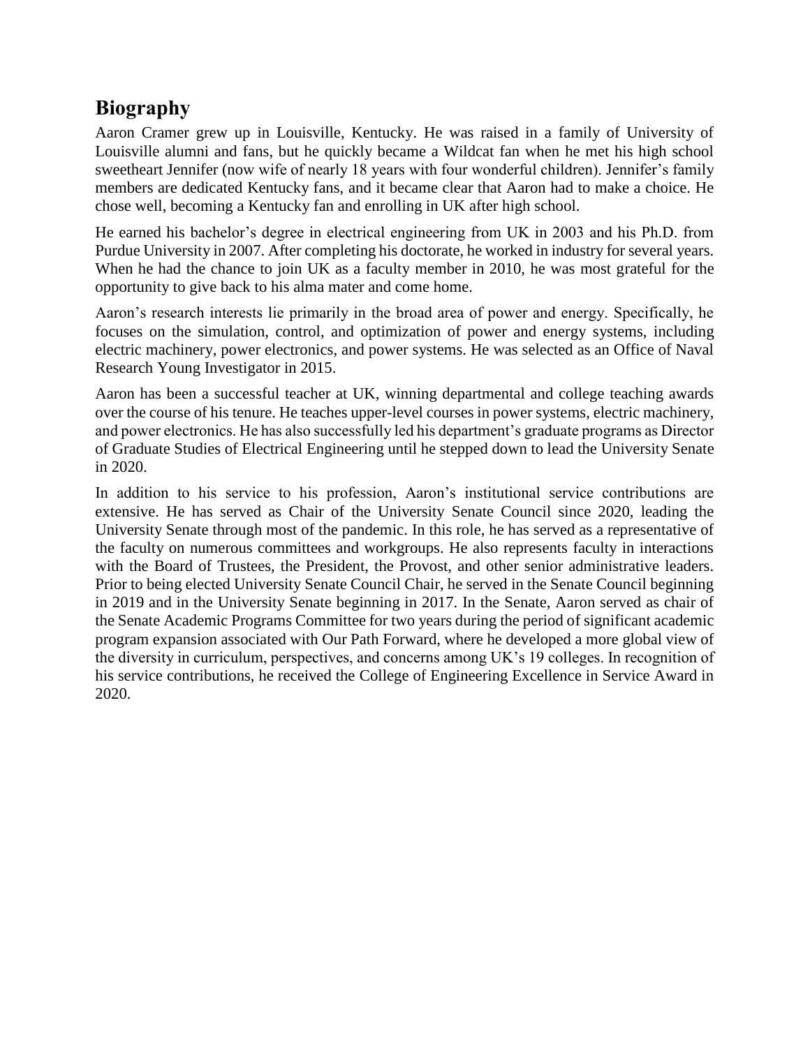## Biography

Aaron Cramer grew up in Louisville, Kentucky. He was raised in a family of University of Louisville alumni and fans, but he quickly became a Wildcat fan when he met his high school sweetheart Jennifer (now wife of nearly 18 years with four wonderful children). Jennifer's family members are dedicated Kentucky fans, and it became clear that Aaron had to make a choice. He chose well, becoming a Kentucky fan and enrolling in UK after high school.

He earned his bachelor's degree in electrical engineering from UK in 2003 and his Ph.D. from Purdue University in 2007. After completing his doctorate, he worked in industry for several years. When he had the chance to join UK as a faculty member in 2010, he was most grateful for the opportunity to give back to his alma mater and come home.

Aaron's research interests lie primarily in the broad area of power and energy. Specifically, he focuses on the simulation, control, and optimization of power and energy systems, including electric machinery, power electronics, and power systems. He was selected as an Office of Naval Research Young Investigator in 2015.

Aaron has been a successful teacher at UK, winning departmental and college teaching awards over the course of his tenure. He teaches upper-level courses in power systems, electric machinery, and power electronics. He has also successfully led his department's graduate programs as Director of Graduate Studies of Electrical Engineering until he stepped down to lead the University Senate in 2020.

In addition to his service to his profession, Aaron's institutional service contributions are extensive. He has served as Chair of the University Senate Council since 2020, leading the University Senate through most of the pandemic. In this role, he has served as a representative of the faculty on numerous committees and workgroups. He also represents faculty in interactions with the Board of Trustees, the President, the Provost, and other senior administrative leaders. Prior to being elected University Senate Council Chair, he served in the Senate Council beginning in 2019 and in the University Senate beginning in 2017. In the Senate, Aaron served as chair of the Senate Academic Programs Committee for two years during the period of significant academic program expansion associated with Our Path Forward, where he developed a more global view of the diversity in curriculum, perspectives, and concerns among UK's 19 colleges. In recognition of his service contributions, he received the College of Engineering Excellence in Service Award in 2020.